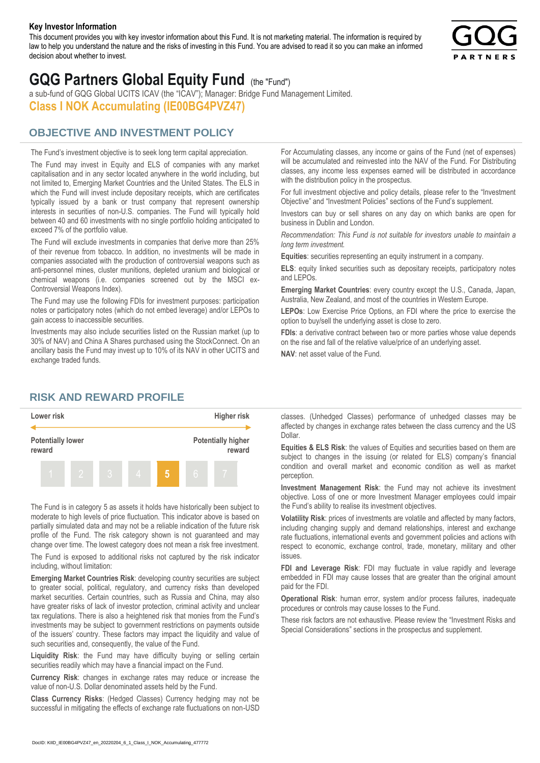**Key Investor Information**

This document provides you with key investor information about this Fund. It is not marketing material. The information is required by law to help you understand the nature and the risks of investing in this Fund. You are advised to read it so you can make an informed decision about whether to invest.

# GQG Partners Global Equity Fund (the "Fund")

a sub-fund of GQG Global UCITS ICAV (the "ICAV"); Manager: Bridge Fund Management Limited.

## Class I NOK Accumulating (IE00BG4PVZ47)

## OBJECTIVE AND INVESTMENT POLICY

The Fund's investment objective is to seek long term capital appreciation.

The Fund may invest in Equity and ELS of companies with any market capitalisation and in any sector located anywhere in the world including, but not limited to, Emerging Market Countries and the United States. The ELS in which the Fund will invest include depositary receipts, which are certificates typically issued by a bank or trust company that represent ownership interests in securities of non-U.S. companies. The Fund will typically hold between 40 and 60 investments with no single portfolio holding anticipated to exceed 7% of the portfolio value.

The Fund will exclude investments in companies that derive more than 25% of their revenue from tobacco. In addition, no investments will be made in companies associated with the production of controversial weapons such as anti-personnel mines, cluster munitions, depleted uranium and biological or chemical weapons (i.e. companies screened out by the MSCI ex-Controversial Weapons Index).

The Fund may use the following FDIs for investment purposes: participation notes or participatory notes (which do not embed leverage) and/or LEPOs to gain access to inaccessible securities.

Investments may also include securities listed on the Russian market (up to 30% of NAV) and China A Shares purchased using the StockConnect. On an ancillary basis the Fund may invest up to 10% of its NAV in other UCITS and exchange traded funds.

For Accumulating classes, any income or gains of the Fund (net of expenses) will be accumulated and reinvested into the NAV of the Fund. For Distributing classes, any income less expenses earned will be distributed in accordance with the distribution policy in the prospectus.

For full investment objective and policy details, please refer to the "Investment Objective" and "Investment Policies" sections of the Fund's supplement.

Investors can buy or sell shares on any day on which banks are open for business in Dublin and London.

*Recommendation: This Fund is not suitable for investors unable to maintain a long term investment.*

**Equities**: securities representing an equity instrument in a company.

**ELS**: equity linked securities such as depositary receipts, participatory notes and LEPOs.

**Emerging Market Countries**: every country except the U.S., Canada, Japan, Australia, New Zealand, and most of the countries in Western Europe.

**LEPOs**: Low Exercise Price Options, an FDI where the price to exercise the option to buy/sell the underlying asset is close to zero.

**FDIs**: a derivative contract between two or more parties whose value depends on the rise and fall of the relative value/price of an underlying asset.

**NAV**: net asset value of the Fund.

## RISK AND REWARD PROFILE

| Lower risk | | | | | | Higher risk |
|---|---|---|---|---|---|---|
| Potentially lower reward | | | | | | Potentially higher reward |
| 1 | 2 | 3 | 4 | **5** | 6 | 7 |

The Fund is in category 5 as assets it holds have historically been subject to moderate to high levels of price fluctuation. This indicator above is based on partially simulated data and may not be a reliable indication of the future risk profile of the Fund. The risk category shown is not guaranteed and may change over time. The lowest category does not mean a risk free investment.

The Fund is exposed to additional risks not captured by the risk indicator including, without limitation:

**Emerging Market Countries Risk**: developing country securities are subject to greater social, political, regulatory, and currency risks than developed market securities. Certain countries, such as Russia and China, may also have greater risks of lack of investor protection, criminal activity and unclear tax regulations. There is also a heightened risk that monies from the Fund's investments may be subject to government restrictions on payments outside of the issuers' country. These factors may impact the liquidity and value of such securities and, consequently, the value of the Fund.

**Liquidity Risk**: the Fund may have difficulty buying or selling certain securities readily which may have a financial impact on the Fund.

**Currency Risk**: changes in exchange rates may reduce or increase the value of non-U.S. Dollar denominated assets held by the Fund.

**Class Currency Risks**: (Hedged Classes) Currency hedging may not be successful in mitigating the effects of exchange rate fluctuations on non-USD classes. (Unhedged Classes) performance of unhedged classes may be affected by changes in exchange rates between the class currency and the US Dollar.

**Equities & ELS Risk**: the values of Equities and securities based on them are subject to changes in the issuing (or related for ELS) company's financial condition and overall market and economic condition as well as market perception.

**Investment Management Risk**: the Fund may not achieve its investment objective. Loss of one or more Investment Manager employees could impair the Fund's ability to realise its investment objectives.

**Volatility Risk**: prices of investments are volatile and affected by many factors, including changing supply and demand relationships, interest and exchange rate fluctuations, international events and government policies and actions with respect to economic, exchange control, trade, monetary, military and other issues.

**FDI and Leverage Risk**: FDI may fluctuate in value rapidly and leverage embedded in FDI may cause losses that are greater than the original amount paid for the FDI.

**Operational Risk**: human error, system and/or process failures, inadequate procedures or controls may cause losses to the Fund.

These risk factors are not exhaustive. Please review the "Investment Risks and Special Considerations" sections in the prospectus and supplement.

DocID: KIID_IE00BG4PVZ47_en_20220204_6_1_Class_I_NOK_Accumulating_477772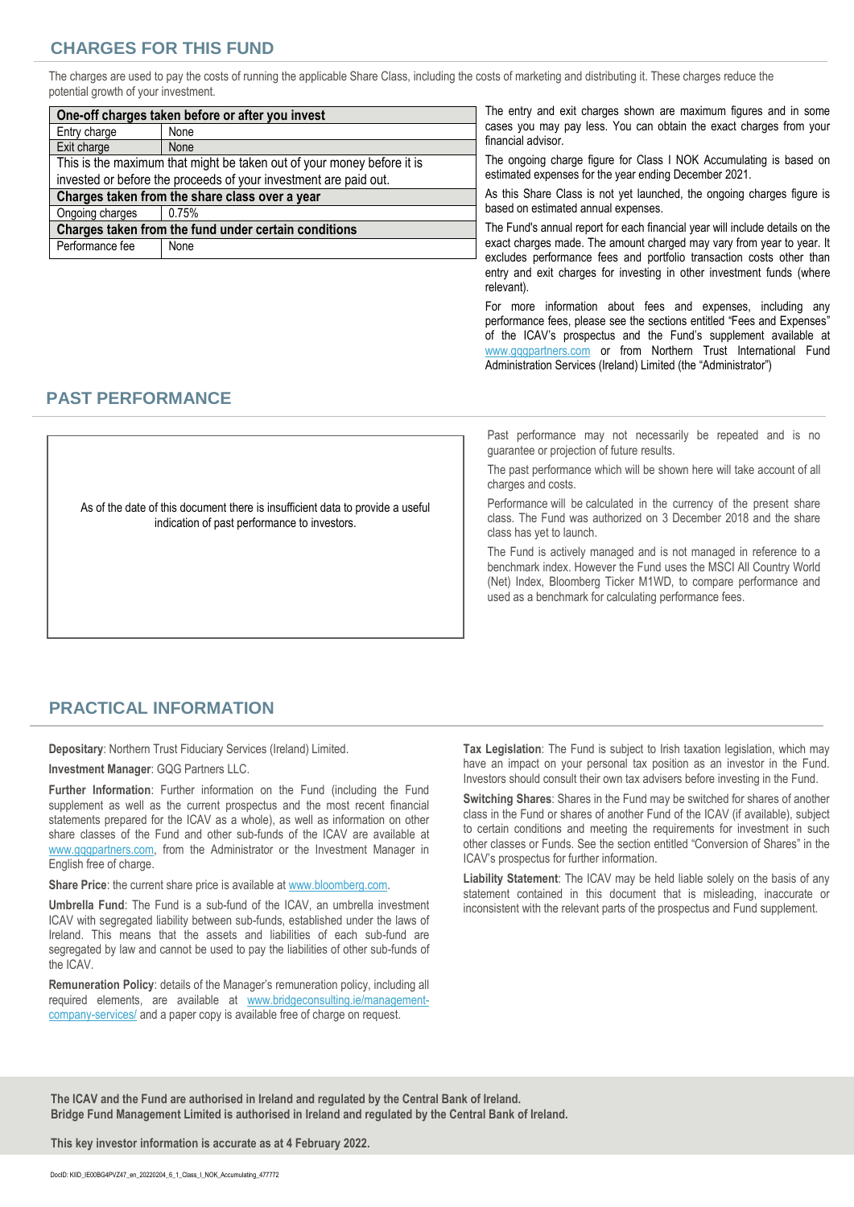## CHARGES FOR THIS FUND

The charges are used to pay the costs of running the applicable Share Class, including the costs of marketing and distributing it. These charges reduce the potential growth of your investment.

| One-off charges taken before or after you invest | |
|---|---|
| Entry charge | None |
| Exit charge | None |
| This is the maximum that might be taken out of your money before it is invested or before the proceeds of your investment are paid out. | |
| **Charges taken from the share class over a year** | |
| Ongoing charges | 0.75% |
| **Charges taken from the fund under certain conditions** | |
| Performance fee | None |

The entry and exit charges shown are maximum figures and in some cases you may pay less. You can obtain the exact charges from your financial advisor.

The ongoing charge figure for Class I NOK Accumulating is based on estimated expenses for the year ending December 2021.

As this Share Class is not yet launched, the ongoing charges figure is based on estimated annual expenses.

The Fund's annual report for each financial year will include details on the exact charges made. The amount charged may vary from year to year. It excludes performance fees and portfolio transaction costs other than entry and exit charges for investing in other investment funds (where relevant).

For more information about fees and expenses, including any performance fees, please see the sections entitled "Fees and Expenses" of the ICAV's prospectus and the Fund's supplement available at www.gqgpartners.com or from Northern Trust International Fund Administration Services (Ireland) Limited (the "Administrator")

## PAST PERFORMANCE

As of the date of this document there is insufficient data to provide a useful indication of past performance to investors.

Past performance may not necessarily be repeated and is no guarantee or projection of future results.

The past performance which will be shown here will take account of all charges and costs.

Performance will be calculated in the currency of the present share class. The Fund was authorized on 3 December 2018 and the share class has yet to launch.

The Fund is actively managed and is not managed in reference to a benchmark index. However the Fund uses the MSCI All Country World (Net) Index, Bloomberg Ticker M1WD, to compare performance and used as a benchmark for calculating performance fees.

## PRACTICAL INFORMATION

**Depositary**: Northern Trust Fiduciary Services (Ireland) Limited.

**Investment Manager**: GQG Partners LLC.

**Further Information**: Further information on the Fund (including the Fund supplement as well as the current prospectus and the most recent financial statements prepared for the ICAV as a whole), as well as information on other share classes of the Fund and other sub-funds of the ICAV are available at www.gqgpartners.com, from the Administrator or the Investment Manager in English free of charge.

**Share Price**: the current share price is available at www.bloomberg.com.

**Umbrella Fund**: The Fund is a sub-fund of the ICAV, an umbrella investment ICAV with segregated liability between sub-funds, established under the laws of Ireland. This means that the assets and liabilities of each sub-fund are segregated by law and cannot be used to pay the liabilities of other sub-funds of the ICAV.

**Remuneration Policy**: details of the Manager's remuneration policy, including all required elements, are available at www.bridgeconsulting.ie/management-company-services/ and a paper copy is available free of charge on request.

**Tax Legislation**: The Fund is subject to Irish taxation legislation, which may have an impact on your personal tax position as an investor in the Fund. Investors should consult their own tax advisers before investing in the Fund.

**Switching Shares**: Shares in the Fund may be switched for shares of another class in the Fund or shares of another Fund of the ICAV (if available), subject to certain conditions and meeting the requirements for investment in such other classes or Funds. See the section entitled "Conversion of Shares" in the ICAV's prospectus for further information.

**Liability Statement**: The ICAV may be held liable solely on the basis of any statement contained in this document that is misleading, inaccurate or inconsistent with the relevant parts of the prospectus and Fund supplement.

**The ICAV and the Fund are authorised in Ireland and regulated by the Central Bank of Ireland.**
**Bridge Fund Management Limited is authorised in Ireland and regulated by the Central Bank of Ireland.**

**This key investor information is accurate as at 4 February 2022.**

DocID: KIID_IE00BG4PVZ47_en_20220204_6_1_Class_I_NOK_Accumulating_477772